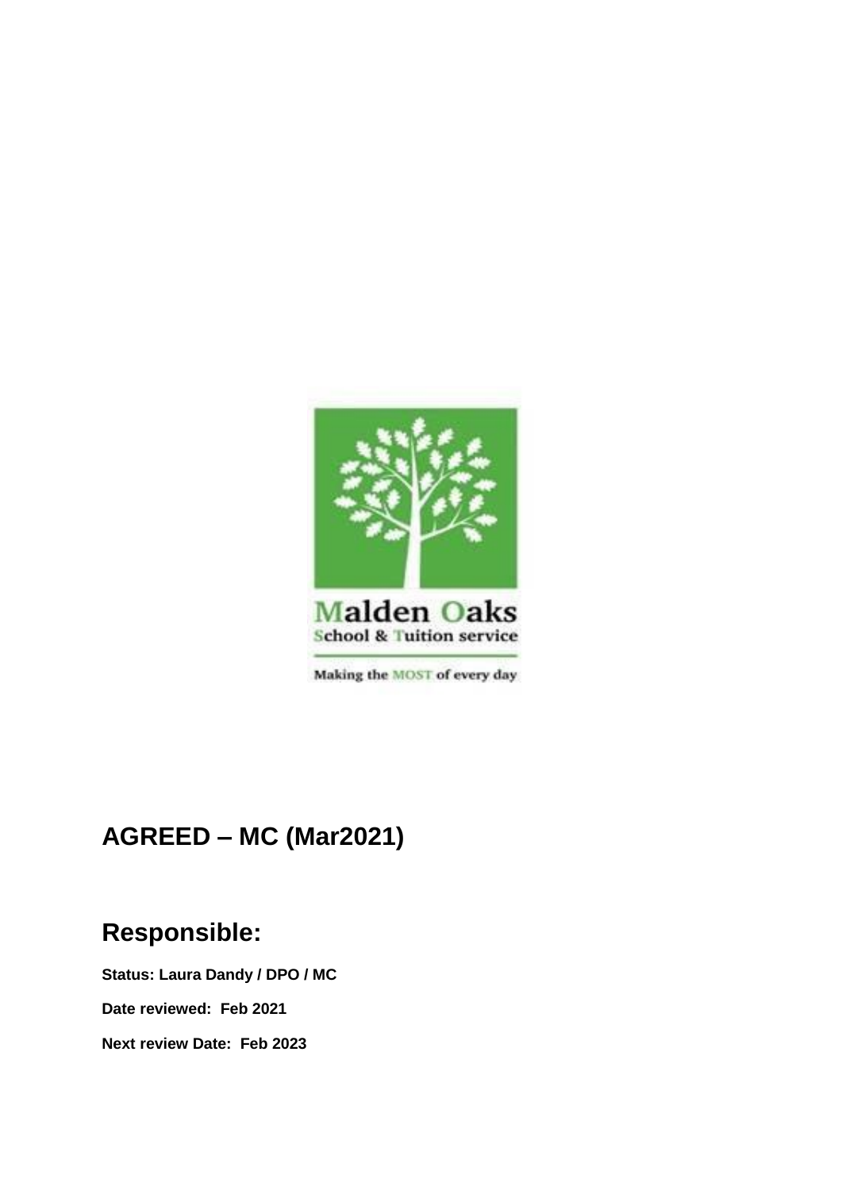Malden Oaks
School & Tuition service

Making the MOST of every day

## AGREED – MC (Mar2021)

## Responsible:

**Status: Laura Dandy / DPO / MC**

**Date reviewed: Feb 2021**

**Next review Date: Feb 2023**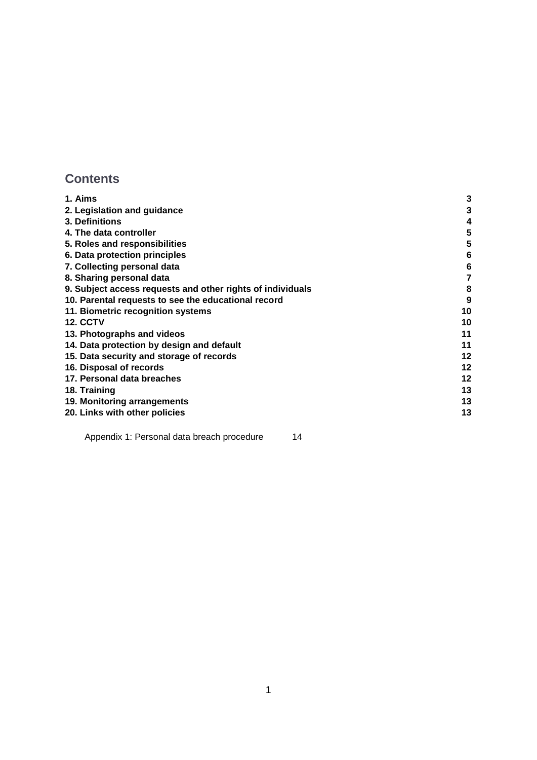## Contents

| | |
|---|---|
| **1. Aims** | **3** |
| **2. Legislation and guidance** | **3** |
| **3. Definitions** | **4** |
| **4. The data controller** | **5** |
| **5. Roles and responsibilities** | **5** |
| **6. Data protection principles** | **6** |
| **7. Collecting personal data** | **6** |
| **8. Sharing personal data** | **7** |
| **9. Subject access requests and other rights of individuals** | **8** |
| **10. Parental requests to see the educational record** | **9** |
| **11. Biometric recognition systems** | **10** |
| **12. CCTV** | **10** |
| **13. Photographs and videos** | **11** |
| **14. Data protection by design and default** | **11** |
| **15. Data security and storage of records** | **12** |
| **16. Disposal of records** | **12** |
| **17. Personal data breaches** | **12** |
| **18. Training** | **13** |
| **19. Monitoring arrangements** | **13** |
| **20. Links with other policies** | **13** |

Appendix 1: Personal data breach procedure 14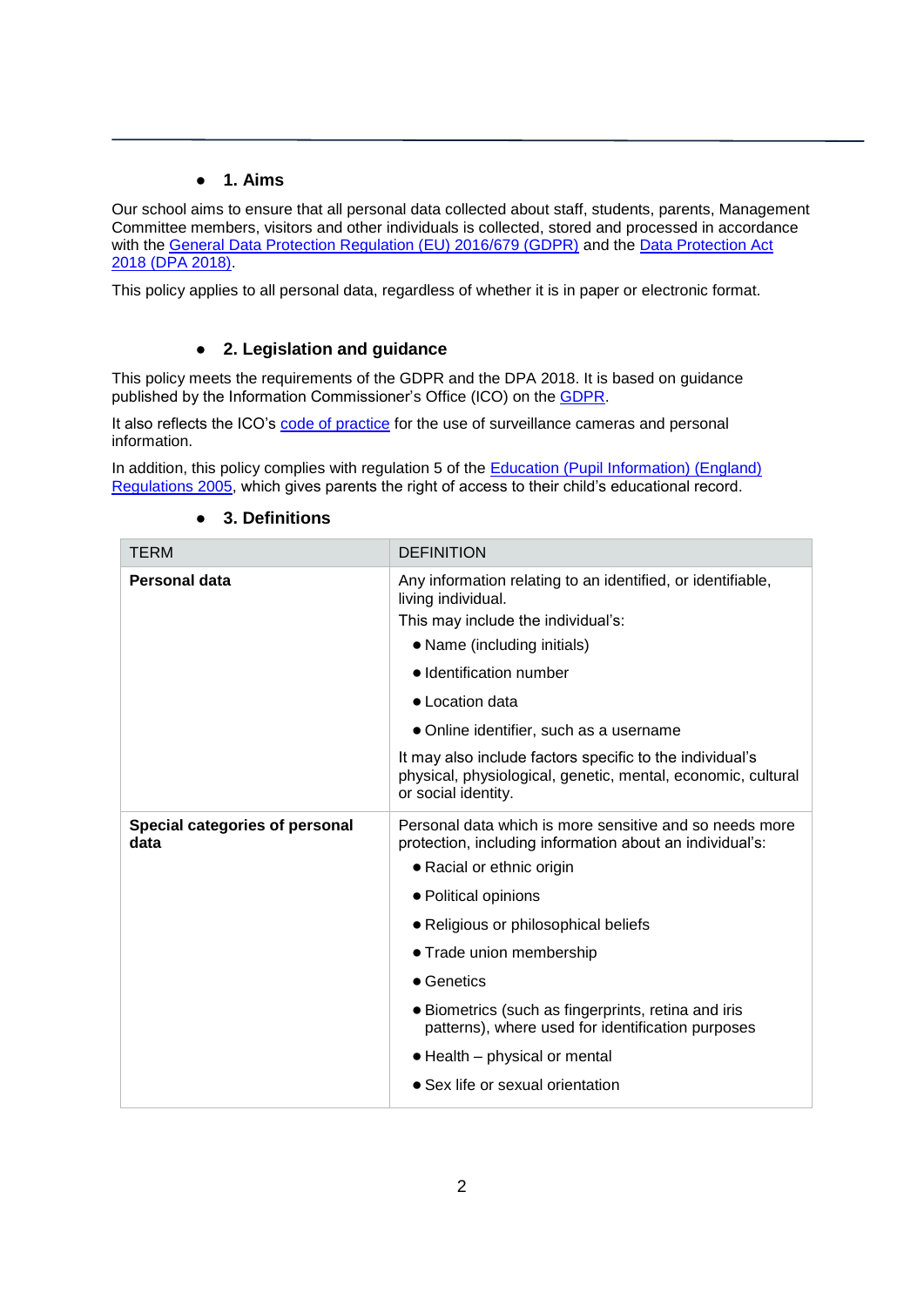## 1. Aims

Our school aims to ensure that all personal data collected about staff, students, parents, Management Committee members, visitors and other individuals is collected, stored and processed in accordance with the General Data Protection Regulation (EU) 2016/679 (GDPR) and the Data Protection Act 2018 (DPA 2018).

This policy applies to all personal data, regardless of whether it is in paper or electronic format.

## 2. Legislation and guidance

This policy meets the requirements of the GDPR and the DPA 2018. It is based on guidance published by the Information Commissioner's Office (ICO) on the GDPR.

It also reflects the ICO's code of practice for the use of surveillance cameras and personal information.

In addition, this policy complies with regulation 5 of the Education (Pupil Information) (England) Regulations 2005, which gives parents the right of access to their child's educational record.

## 3. Definitions

| TERM | DEFINITION |
|---|---|
| **Personal data** | Any information relating to an identified, or identifiable, living individual.<br>This may include the individual's:<br>• Name (including initials)<br>• Identification number<br>• Location data<br>• Online identifier, such as a username<br>It may also include factors specific to the individual's physical, physiological, genetic, mental, economic, cultural or social identity. |
| **Special categories of personal data** | Personal data which is more sensitive and so needs more protection, including information about an individual's:<br>• Racial or ethnic origin<br>• Political opinions<br>• Religious or philosophical beliefs<br>• Trade union membership<br>• Genetics<br>• Biometrics (such as fingerprints, retina and iris patterns), where used for identification purposes<br>• Health – physical or mental<br>• Sex life or sexual orientation |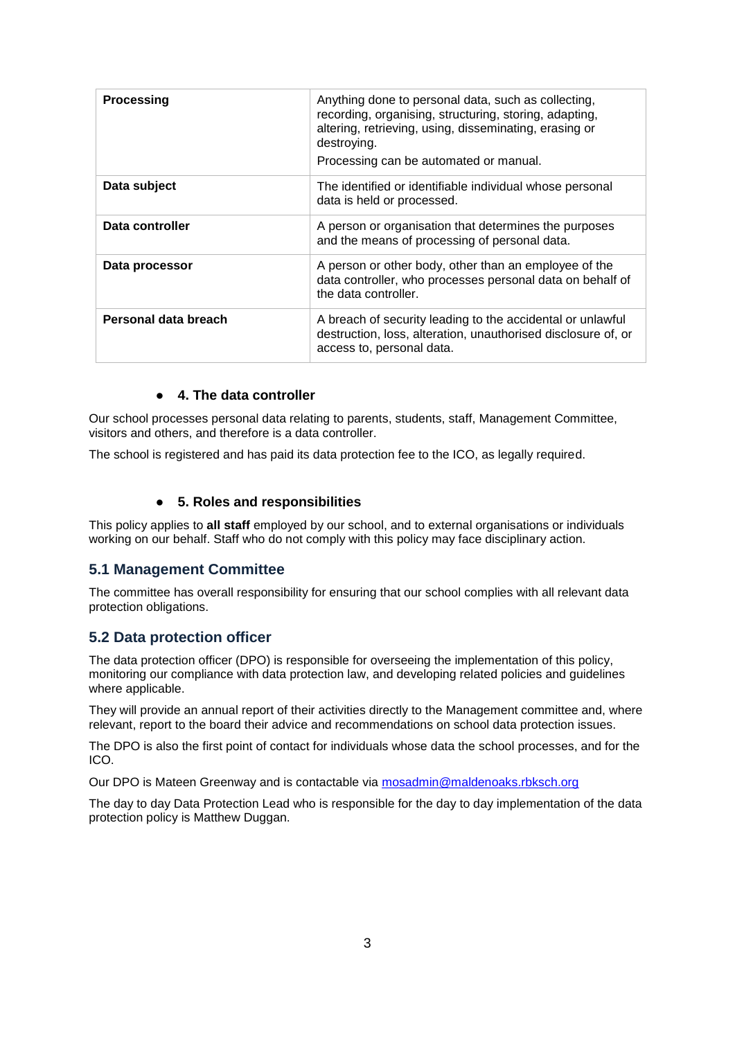| Processing | Anything done to personal data, such as collecting, recording, organising, structuring, storing, adapting, altering, retrieving, using, disseminating, erasing or destroying.<br>Processing can be automated or manual. |
|---|---|
| Data subject | The identified or identifiable individual whose personal data is held or processed. |
| Data controller | A person or organisation that determines the purposes and the means of processing of personal data. |
| Data processor | A person or other body, other than an employee of the data controller, who processes personal data on behalf of the data controller. |
| Personal data breach | A breach of security leading to the accidental or unlawful destruction, loss, alteration, unauthorised disclosure of, or access to, personal data. |

## 4. The data controller

Our school processes personal data relating to parents, students, staff, Management Committee, visitors and others, and therefore is a data controller.

The school is registered and has paid its data protection fee to the ICO, as legally required.

## 5. Roles and responsibilities

This policy applies to **all staff** employed by our school, and to external organisations or individuals working on our behalf. Staff who do not comply with this policy may face disciplinary action.

### 5.1 Management Committee

The committee has overall responsibility for ensuring that our school complies with all relevant data protection obligations.

### 5.2 Data protection officer

The data protection officer (DPO) is responsible for overseeing the implementation of this policy, monitoring our compliance with data protection law, and developing related policies and guidelines where applicable.

They will provide an annual report of their activities directly to the Management committee and, where relevant, report to the board their advice and recommendations on school data protection issues.

The DPO is also the first point of contact for individuals whose data the school processes, and for the ICO.

Our DPO is Mateen Greenway and is contactable via mosadmin@maldenoaks.rbksch.org

The day to day Data Protection Lead who is responsible for the day to day implementation of the data protection policy is Matthew Duggan.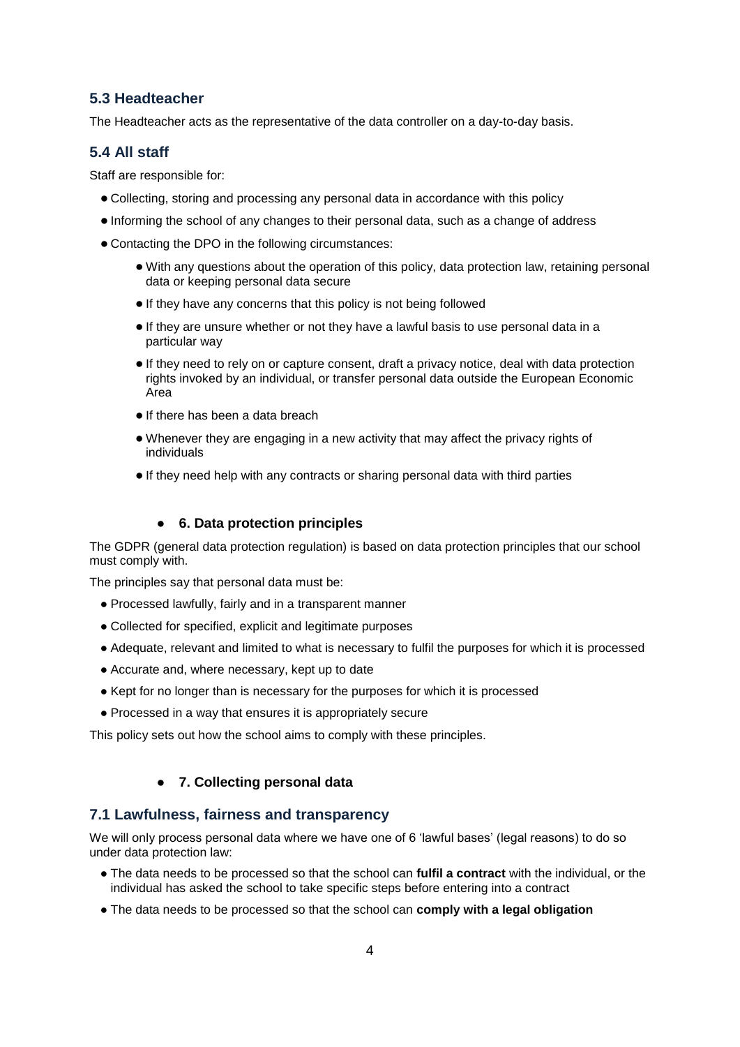### 5.3 Headteacher

The Headteacher acts as the representative of the data controller on a day-to-day basis.

### 5.4 All staff

Staff are responsible for:

- Collecting, storing and processing any personal data in accordance with this policy
- Informing the school of any changes to their personal data, such as a change of address
- Contacting the DPO in the following circumstances:
  - With any questions about the operation of this policy, data protection law, retaining personal data or keeping personal data secure
  - If they have any concerns that this policy is not being followed
  - If they are unsure whether or not they have a lawful basis to use personal data in a particular way
  - If they need to rely on or capture consent, draft a privacy notice, deal with data protection rights invoked by an individual, or transfer personal data outside the European Economic Area
  - If there has been a data breach
  - Whenever they are engaging in a new activity that may affect the privacy rights of individuals
  - If they need help with any contracts or sharing personal data with third parties

## 6. Data protection principles

The GDPR (general data protection regulation) is based on data protection principles that our school must comply with.

The principles say that personal data must be:

- Processed lawfully, fairly and in a transparent manner
- Collected for specified, explicit and legitimate purposes
- Adequate, relevant and limited to what is necessary to fulfil the purposes for which it is processed
- Accurate and, where necessary, kept up to date
- Kept for no longer than is necessary for the purposes for which it is processed
- Processed in a way that ensures it is appropriately secure

This policy sets out how the school aims to comply with these principles.

## 7. Collecting personal data

### 7.1 Lawfulness, fairness and transparency

We will only process personal data where we have one of 6 'lawful bases' (legal reasons) to do so under data protection law:

- The data needs to be processed so that the school can **fulfil a contract** with the individual, or the individual has asked the school to take specific steps before entering into a contract
- The data needs to be processed so that the school can **comply with a legal obligation**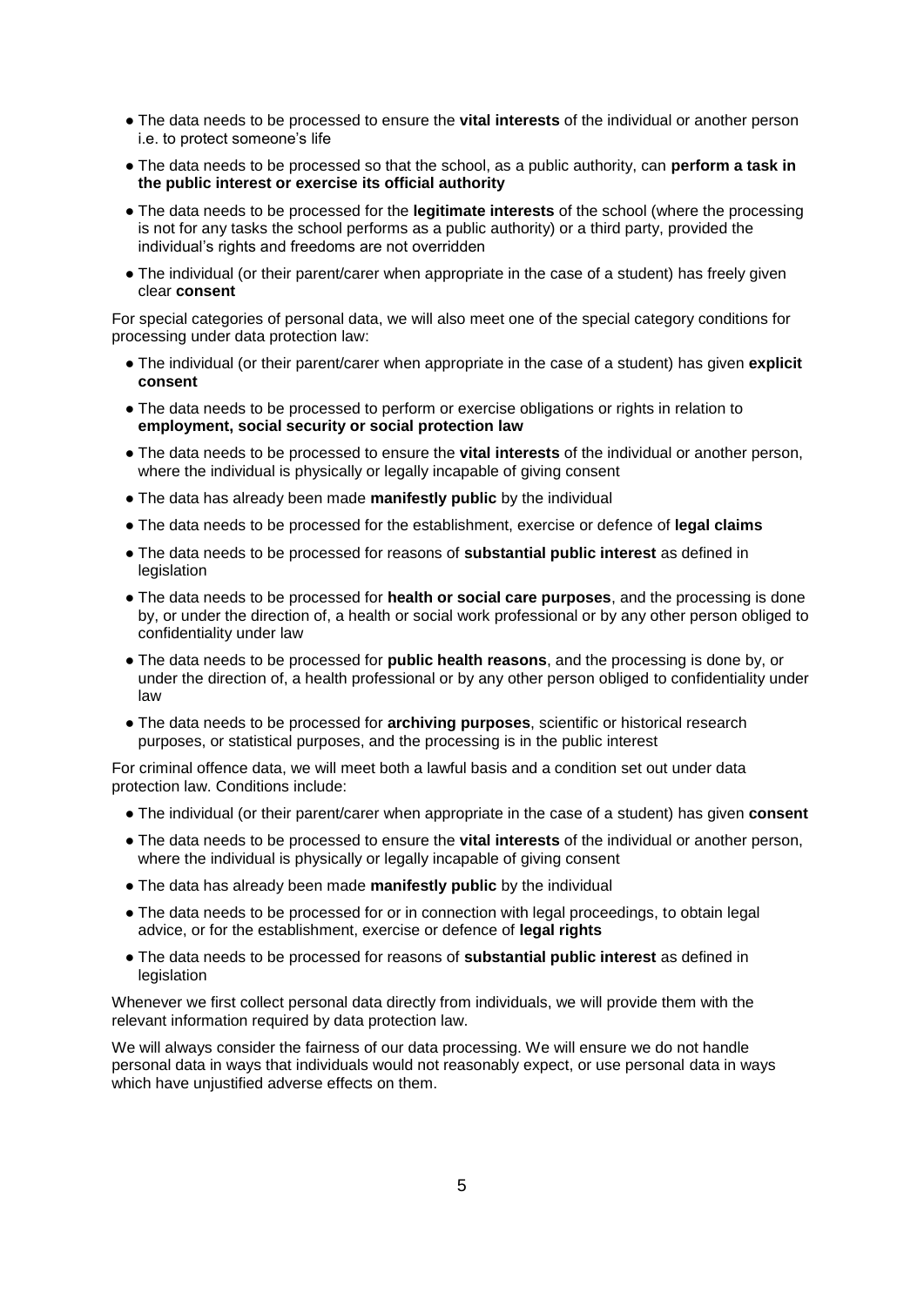- The data needs to be processed to ensure the **vital interests** of the individual or another person i.e. to protect someone's life
- The data needs to be processed so that the school, as a public authority, can **perform a task in the public interest or exercise its official authority**
- The data needs to be processed for the **legitimate interests** of the school (where the processing is not for any tasks the school performs as a public authority) or a third party, provided the individual's rights and freedoms are not overridden
- The individual (or their parent/carer when appropriate in the case of a student) has freely given clear **consent**

For special categories of personal data, we will also meet one of the special category conditions for processing under data protection law:

- The individual (or their parent/carer when appropriate in the case of a student) has given **explicit consent**
- The data needs to be processed to perform or exercise obligations or rights in relation to **employment, social security or social protection law**
- The data needs to be processed to ensure the **vital interests** of the individual or another person, where the individual is physically or legally incapable of giving consent
- The data has already been made **manifestly public** by the individual
- The data needs to be processed for the establishment, exercise or defence of **legal claims**
- The data needs to be processed for reasons of **substantial public interest** as defined in legislation
- The data needs to be processed for **health or social care purposes**, and the processing is done by, or under the direction of, a health or social work professional or by any other person obliged to confidentiality under law
- The data needs to be processed for **public health reasons**, and the processing is done by, or under the direction of, a health professional or by any other person obliged to confidentiality under law
- The data needs to be processed for **archiving purposes**, scientific or historical research purposes, or statistical purposes, and the processing is in the public interest

For criminal offence data, we will meet both a lawful basis and a condition set out under data protection law. Conditions include:

- The individual (or their parent/carer when appropriate in the case of a student) has given **consent**
- The data needs to be processed to ensure the **vital interests** of the individual or another person, where the individual is physically or legally incapable of giving consent
- The data has already been made **manifestly public** by the individual
- The data needs to be processed for or in connection with legal proceedings, to obtain legal advice, or for the establishment, exercise or defence of **legal rights**
- The data needs to be processed for reasons of **substantial public interest** as defined in legislation

Whenever we first collect personal data directly from individuals, we will provide them with the relevant information required by data protection law.

We will always consider the fairness of our data processing. We will ensure we do not handle personal data in ways that individuals would not reasonably expect, or use personal data in ways which have unjustified adverse effects on them.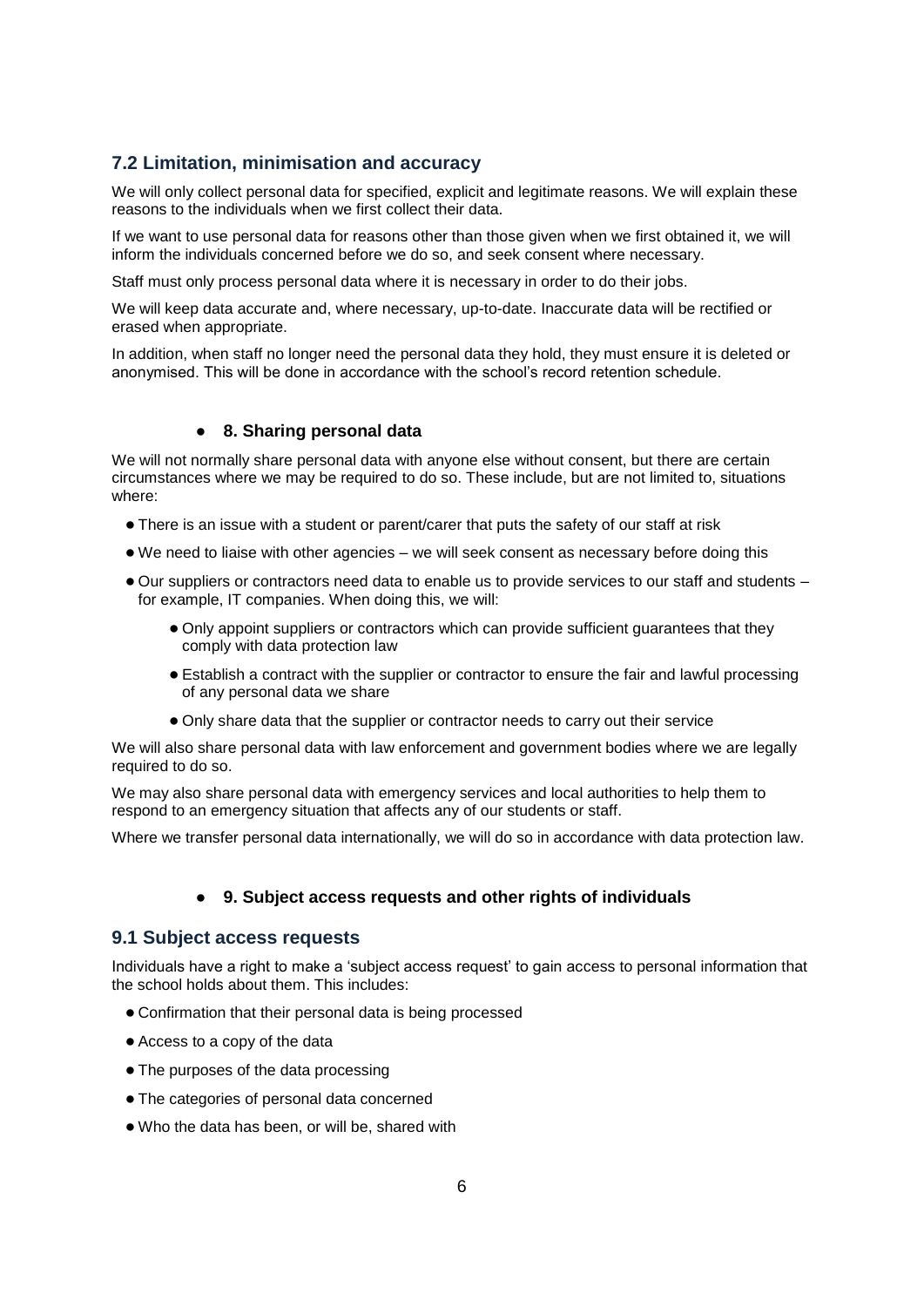### 7.2 Limitation, minimisation and accuracy

We will only collect personal data for specified, explicit and legitimate reasons. We will explain these reasons to the individuals when we first collect their data.

If we want to use personal data for reasons other than those given when we first obtained it, we will inform the individuals concerned before we do so, and seek consent where necessary.

Staff must only process personal data where it is necessary in order to do their jobs.

We will keep data accurate and, where necessary, up-to-date. Inaccurate data will be rectified or erased when appropriate.

In addition, when staff no longer need the personal data they hold, they must ensure it is deleted or anonymised. This will be done in accordance with the school's record retention schedule.

## 8. Sharing personal data

We will not normally share personal data with anyone else without consent, but there are certain circumstances where we may be required to do so. These include, but are not limited to, situations where:

- There is an issue with a student or parent/carer that puts the safety of our staff at risk
- We need to liaise with other agencies – we will seek consent as necessary before doing this
- Our suppliers or contractors need data to enable us to provide services to our staff and students – for example, IT companies. When doing this, we will:
  - Only appoint suppliers or contractors which can provide sufficient guarantees that they comply with data protection law
  - Establish a contract with the supplier or contractor to ensure the fair and lawful processing of any personal data we share
  - Only share data that the supplier or contractor needs to carry out their service

We will also share personal data with law enforcement and government bodies where we are legally required to do so.

We may also share personal data with emergency services and local authorities to help them to respond to an emergency situation that affects any of our students or staff.

Where we transfer personal data internationally, we will do so in accordance with data protection law.

## 9. Subject access requests and other rights of individuals

### 9.1 Subject access requests

Individuals have a right to make a 'subject access request' to gain access to personal information that the school holds about them. This includes:

- Confirmation that their personal data is being processed
- Access to a copy of the data
- The purposes of the data processing
- The categories of personal data concerned
- Who the data has been, or will be, shared with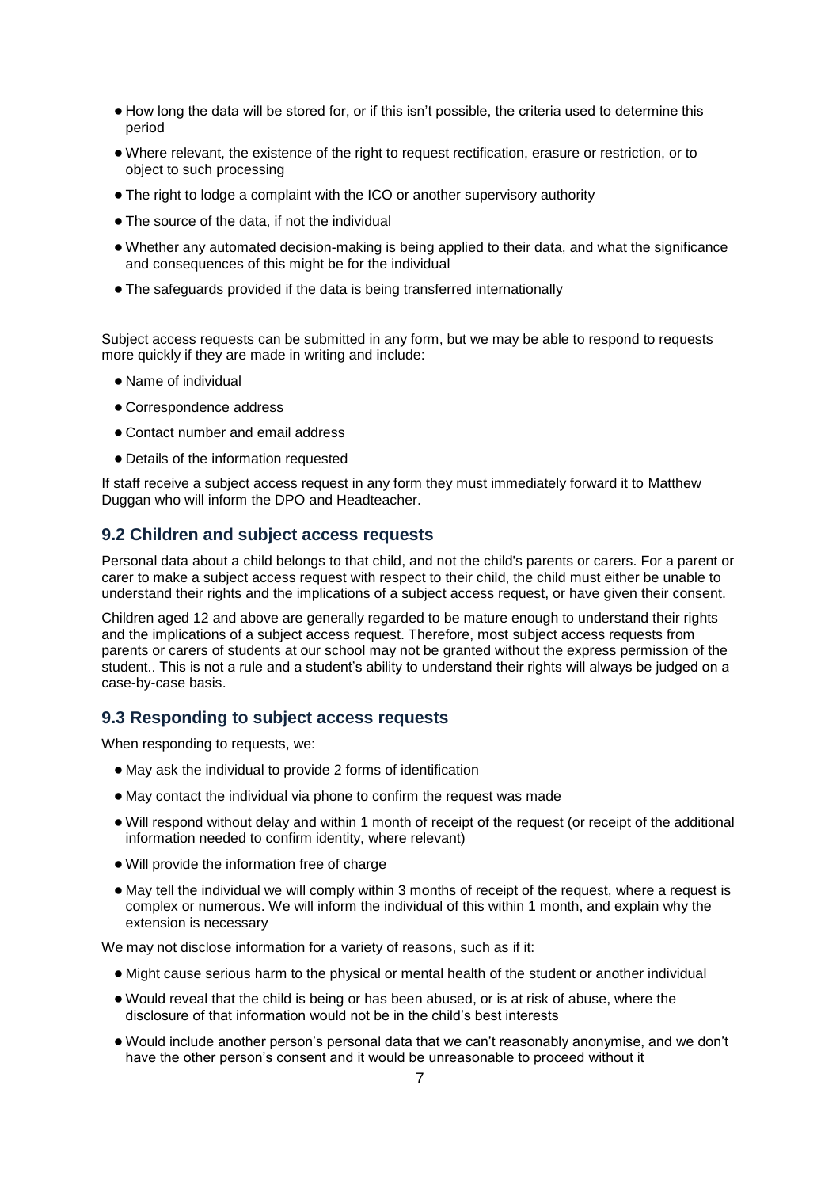- How long the data will be stored for, or if this isn't possible, the criteria used to determine this period
- Where relevant, the existence of the right to request rectification, erasure or restriction, or to object to such processing
- The right to lodge a complaint with the ICO or another supervisory authority
- The source of the data, if not the individual
- Whether any automated decision-making is being applied to their data, and what the significance and consequences of this might be for the individual
- The safeguards provided if the data is being transferred internationally

Subject access requests can be submitted in any form, but we may be able to respond to requests more quickly if they are made in writing and include:

- Name of individual
- Correspondence address
- Contact number and email address
- Details of the information requested

If staff receive a subject access request in any form they must immediately forward it to Matthew Duggan who will inform the DPO and Headteacher.

### 9.2 Children and subject access requests

Personal data about a child belongs to that child, and not the child's parents or carers. For a parent or carer to make a subject access request with respect to their child, the child must either be unable to understand their rights and the implications of a subject access request, or have given their consent.

Children aged 12 and above are generally regarded to be mature enough to understand their rights and the implications of a subject access request. Therefore, most subject access requests from parents or carers of students at our school may not be granted without the express permission of the student.. This is not a rule and a student's ability to understand their rights will always be judged on a case-by-case basis.

### 9.3 Responding to subject access requests

When responding to requests, we:

- May ask the individual to provide 2 forms of identification
- May contact the individual via phone to confirm the request was made
- Will respond without delay and within 1 month of receipt of the request (or receipt of the additional information needed to confirm identity, where relevant)
- Will provide the information free of charge
- May tell the individual we will comply within 3 months of receipt of the request, where a request is complex or numerous. We will inform the individual of this within 1 month, and explain why the extension is necessary

We may not disclose information for a variety of reasons, such as if it:

- Might cause serious harm to the physical or mental health of the student or another individual
- Would reveal that the child is being or has been abused, or is at risk of abuse, where the disclosure of that information would not be in the child's best interests
- Would include another person's personal data that we can't reasonably anonymise, and we don't have the other person's consent and it would be unreasonable to proceed without it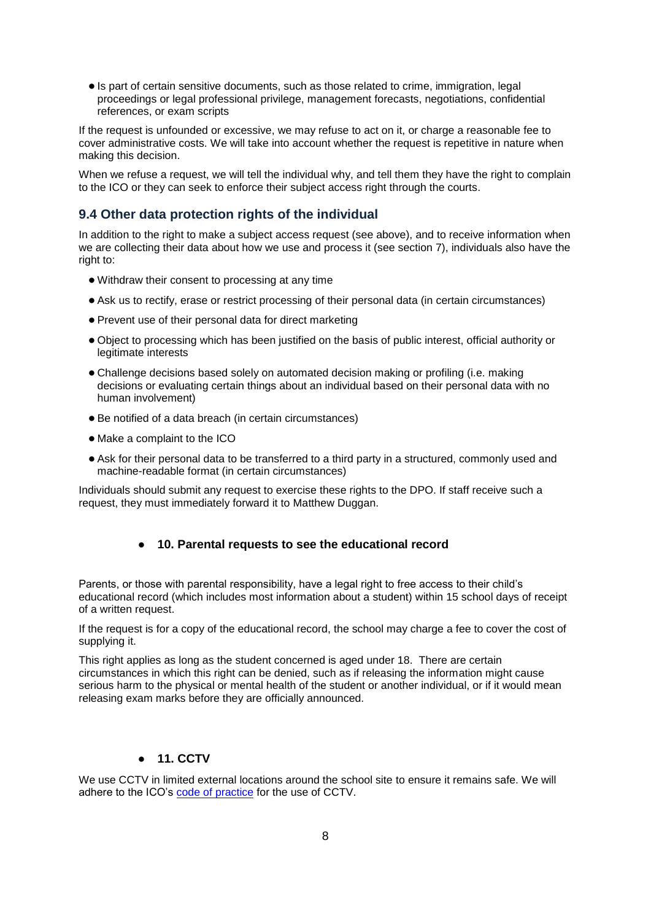- Is part of certain sensitive documents, such as those related to crime, immigration, legal proceedings or legal professional privilege, management forecasts, negotiations, confidential references, or exam scripts

If the request is unfounded or excessive, we may refuse to act on it, or charge a reasonable fee to cover administrative costs. We will take into account whether the request is repetitive in nature when making this decision.

When we refuse a request, we will tell the individual why, and tell them they have the right to complain to the ICO or they can seek to enforce their subject access right through the courts.

### 9.4 Other data protection rights of the individual

In addition to the right to make a subject access request (see above), and to receive information when we are collecting their data about how we use and process it (see section 7), individuals also have the right to:

- Withdraw their consent to processing at any time
- Ask us to rectify, erase or restrict processing of their personal data (in certain circumstances)
- Prevent use of their personal data for direct marketing
- Object to processing which has been justified on the basis of public interest, official authority or legitimate interests
- Challenge decisions based solely on automated decision making or profiling (i.e. making decisions or evaluating certain things about an individual based on their personal data with no human involvement)
- Be notified of a data breach (in certain circumstances)
- Make a complaint to the ICO
- Ask for their personal data to be transferred to a third party in a structured, commonly used and machine-readable format (in certain circumstances)

Individuals should submit any request to exercise these rights to the DPO. If staff receive such a request, they must immediately forward it to Matthew Duggan.

## 10. Parental requests to see the educational record

Parents, or those with parental responsibility, have a legal right to free access to their child's educational record (which includes most information about a student) within 15 school days of receipt of a written request.

If the request is for a copy of the educational record, the school may charge a fee to cover the cost of supplying it.

This right applies as long as the student concerned is aged under 18. There are certain circumstances in which this right can be denied, such as if releasing the information might cause serious harm to the physical or mental health of the student or another individual, or if it would mean releasing exam marks before they are officially announced.

## 11. CCTV

We use CCTV in limited external locations around the school site to ensure it remains safe. We will adhere to the ICO's code of practice for the use of CCTV.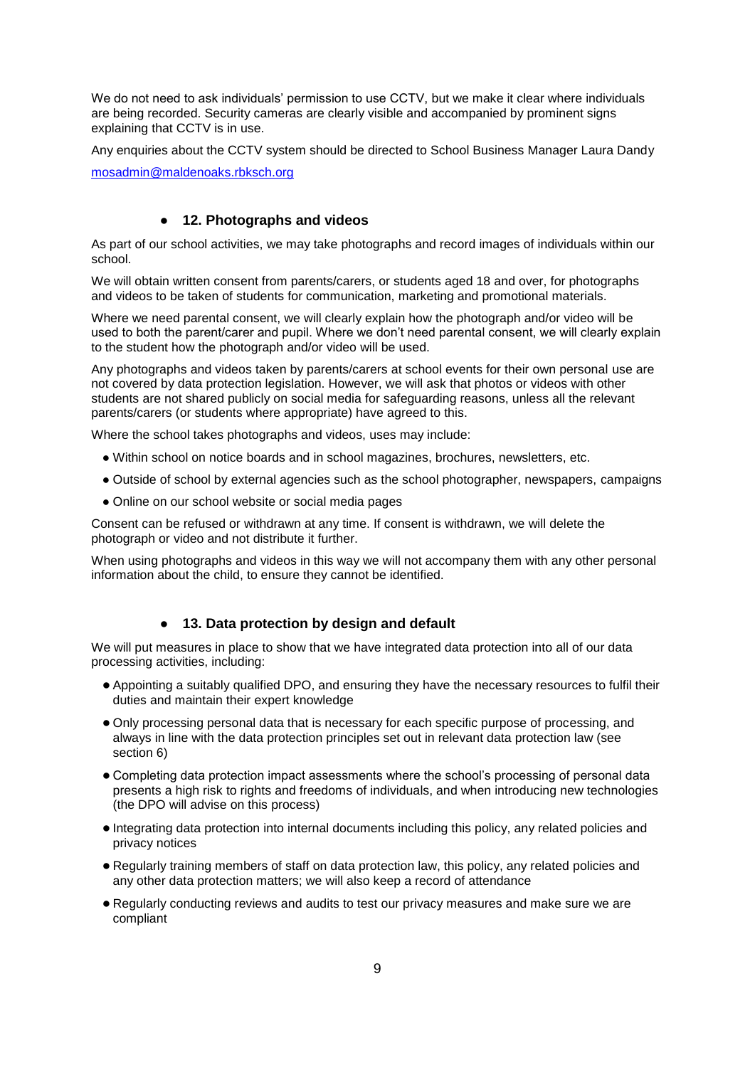We do not need to ask individuals' permission to use CCTV, but we make it clear where individuals are being recorded. Security cameras are clearly visible and accompanied by prominent signs explaining that CCTV is in use.

Any enquiries about the CCTV system should be directed to School Business Manager Laura Dandy

mosadmin@maldenoaks.rbksch.org

## 12. Photographs and videos

As part of our school activities, we may take photographs and record images of individuals within our school.

We will obtain written consent from parents/carers, or students aged 18 and over, for photographs and videos to be taken of students for communication, marketing and promotional materials.

Where we need parental consent, we will clearly explain how the photograph and/or video will be used to both the parent/carer and pupil. Where we don't need parental consent, we will clearly explain to the student how the photograph and/or video will be used.

Any photographs and videos taken by parents/carers at school events for their own personal use are not covered by data protection legislation. However, we will ask that photos or videos with other students are not shared publicly on social media for safeguarding reasons, unless all the relevant parents/carers (or students where appropriate) have agreed to this.

Where the school takes photographs and videos, uses may include:

- Within school on notice boards and in school magazines, brochures, newsletters, etc.
- Outside of school by external agencies such as the school photographer, newspapers, campaigns
- Online on our school website or social media pages

Consent can be refused or withdrawn at any time. If consent is withdrawn, we will delete the photograph or video and not distribute it further.

When using photographs and videos in this way we will not accompany them with any other personal information about the child, to ensure they cannot be identified.

## 13. Data protection by design and default

We will put measures in place to show that we have integrated data protection into all of our data processing activities, including:

- Appointing a suitably qualified DPO, and ensuring they have the necessary resources to fulfil their duties and maintain their expert knowledge
- Only processing personal data that is necessary for each specific purpose of processing, and always in line with the data protection principles set out in relevant data protection law (see section 6)
- Completing data protection impact assessments where the school's processing of personal data presents a high risk to rights and freedoms of individuals, and when introducing new technologies (the DPO will advise on this process)
- Integrating data protection into internal documents including this policy, any related policies and privacy notices
- Regularly training members of staff on data protection law, this policy, any related policies and any other data protection matters; we will also keep a record of attendance
- Regularly conducting reviews and audits to test our privacy measures and make sure we are compliant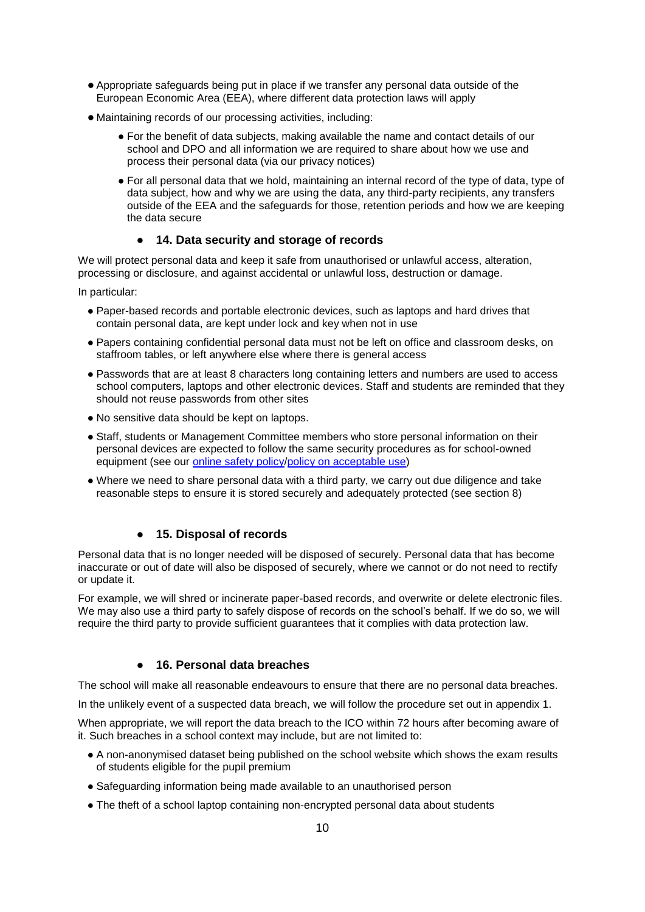- Appropriate safeguards being put in place if we transfer any personal data outside of the European Economic Area (EEA), where different data protection laws will apply
- Maintaining records of our processing activities, including:
  - For the benefit of data subjects, making available the name and contact details of our school and DPO and all information we are required to share about how we use and process their personal data (via our privacy notices)
  - For all personal data that we hold, maintaining an internal record of the type of data, type of data subject, how and why we are using the data, any third-party recipients, any transfers outside of the EEA and the safeguards for those, retention periods and how we are keeping the data secure

## 14. Data security and storage of records

We will protect personal data and keep it safe from unauthorised or unlawful access, alteration, processing or disclosure, and against accidental or unlawful loss, destruction or damage.

In particular:

- Paper-based records and portable electronic devices, such as laptops and hard drives that contain personal data, are kept under lock and key when not in use
- Papers containing confidential personal data must not be left on office and classroom desks, on staffroom tables, or left anywhere else where there is general access
- Passwords that are at least 8 characters long containing letters and numbers are used to access school computers, laptops and other electronic devices. Staff and students are reminded that they should not reuse passwords from other sites
- No sensitive data should be kept on laptops.
- Staff, students or Management Committee members who store personal information on their personal devices are expected to follow the same security procedures as for school-owned equipment (see our online safety policy/policy on acceptable use)
- Where we need to share personal data with a third party, we carry out due diligence and take reasonable steps to ensure it is stored securely and adequately protected (see section 8)

## 15. Disposal of records

Personal data that is no longer needed will be disposed of securely. Personal data that has become inaccurate or out of date will also be disposed of securely, where we cannot or do not need to rectify or update it.

For example, we will shred or incinerate paper-based records, and overwrite or delete electronic files. We may also use a third party to safely dispose of records on the school's behalf. If we do so, we will require the third party to provide sufficient guarantees that it complies with data protection law.

## 16. Personal data breaches

The school will make all reasonable endeavours to ensure that there are no personal data breaches.

In the unlikely event of a suspected data breach, we will follow the procedure set out in appendix 1.

When appropriate, we will report the data breach to the ICO within 72 hours after becoming aware of it. Such breaches in a school context may include, but are not limited to:

- A non-anonymised dataset being published on the school website which shows the exam results of students eligible for the pupil premium
- Safeguarding information being made available to an unauthorised person
- The theft of a school laptop containing non-encrypted personal data about students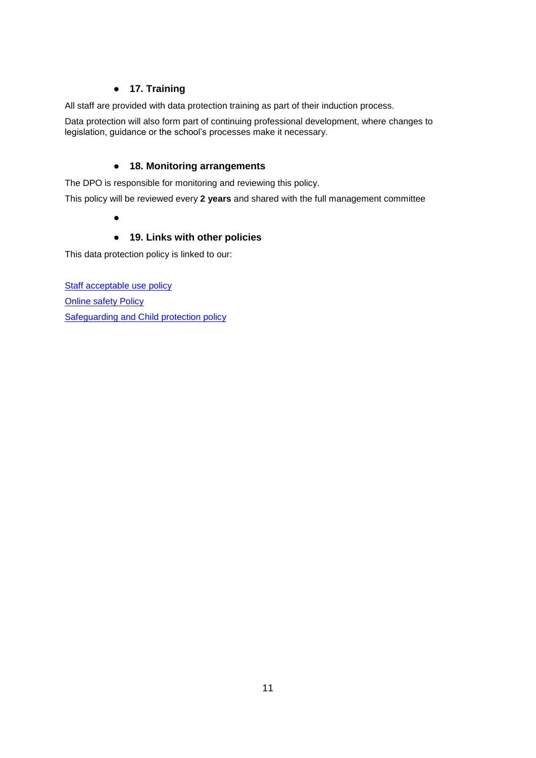## 17. Training

All staff are provided with data protection training as part of their induction process.

Data protection will also form part of continuing professional development, where changes to legislation, guidance or the school's processes make it necessary.

## 18. Monitoring arrangements

The DPO is responsible for monitoring and reviewing this policy.

This policy will be reviewed every **2 years** and shared with the full management committee

## 19. Links with other policies

This data protection policy is linked to our:

Staff acceptable use policy

Online safety Policy

Safeguarding and Child protection policy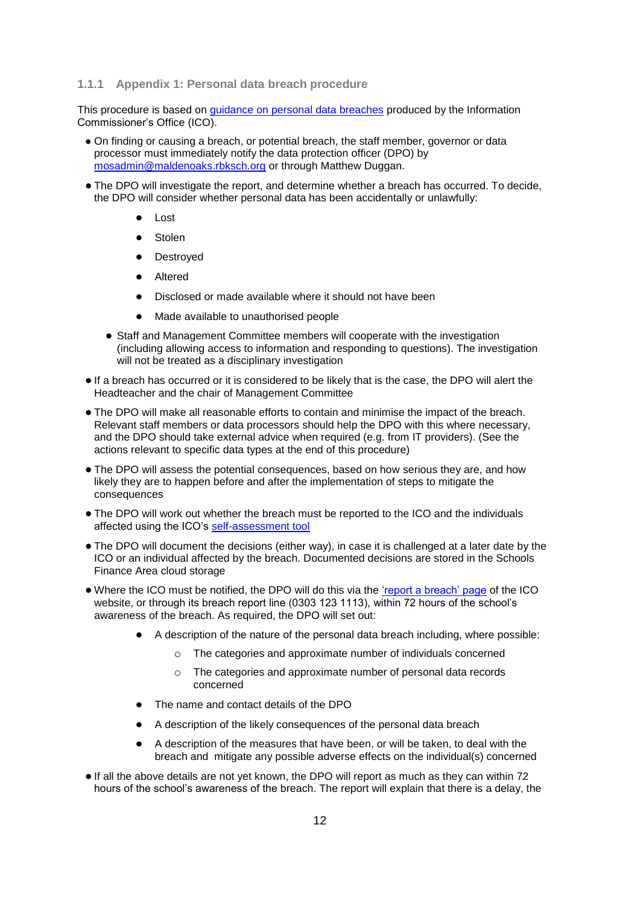### 1.1.1 Appendix 1: Personal data breach procedure

This procedure is based on [guidance on personal data breaches](#) produced by the Information Commissioner's Office (ICO).

- On finding or causing a breach, or potential breach, the staff member, governor or data processor must immediately notify the data protection officer (DPO) by mosadmin@maldenoaks.rbksch.org or through Matthew Duggan.
- The DPO will investigate the report, and determine whether a breach has occurred. To decide, the DPO will consider whether personal data has been accidentally or unlawfully:
  - Lost
  - Stolen
  - Destroyed
  - Altered
  - Disclosed or made available where it should not have been
  - Made available to unauthorised people
  - Staff and Management Committee members will cooperate with the investigation (including allowing access to information and responding to questions). The investigation will not be treated as a disciplinary investigation
- If a breach has occurred or it is considered to be likely that is the case, the DPO will alert the Headteacher and the chair of Management Committee
- The DPO will make all reasonable efforts to contain and minimise the impact of the breach. Relevant staff members or data processors should help the DPO with this where necessary, and the DPO should take external advice when required (e.g. from IT providers). (See the actions relevant to specific data types at the end of this procedure)
- The DPO will assess the potential consequences, based on how serious they are, and how likely they are to happen before and after the implementation of steps to mitigate the consequences
- The DPO will work out whether the breach must be reported to the ICO and the individuals affected using the ICO's [self-assessment tool](#)
- The DPO will document the decisions (either way), in case it is challenged at a later date by the ICO or an individual affected by the breach. Documented decisions are stored in the Schools Finance Area cloud storage
- Where the ICO must be notified, the DPO will do this via the ['report a breach' page](#) of the ICO website, or through its breach report line (0303 123 1113), within 72 hours of the school's awareness of the breach. As required, the DPO will set out:
  - A description of the nature of the personal data breach including, where possible:
    - The categories and approximate number of individuals concerned
    - The categories and approximate number of personal data records concerned
  - The name and contact details of the DPO
  - A description of the likely consequences of the personal data breach
  - A description of the measures that have been, or will be taken, to deal with the breach and mitigate any possible adverse effects on the individual(s) concerned
- If all the above details are not yet known, the DPO will report as much as they can within 72 hours of the school's awareness of the breach. The report will explain that there is a delay, the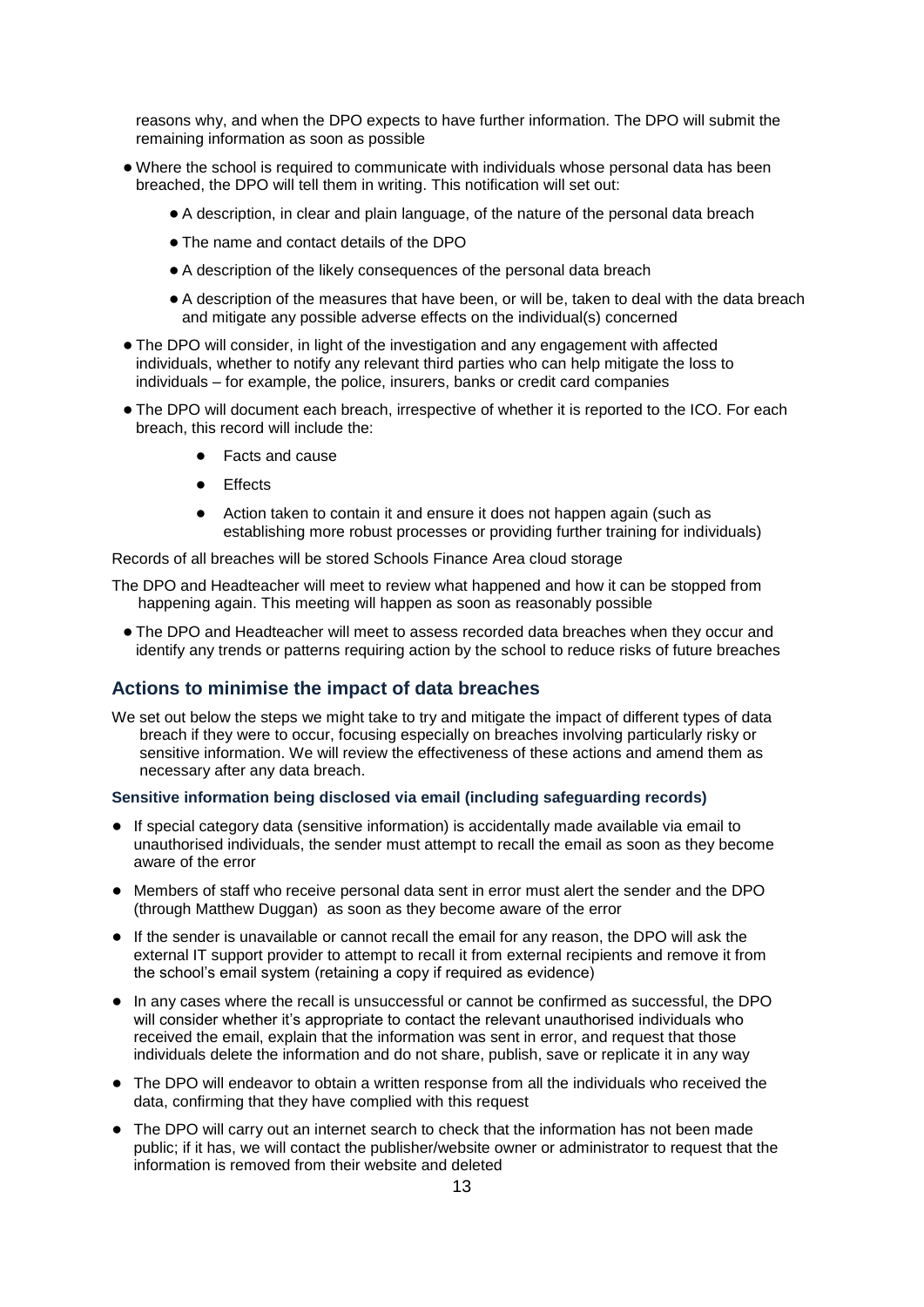reasons why, and when the DPO expects to have further information. The DPO will submit the remaining information as soon as possible

- Where the school is required to communicate with individuals whose personal data has been breached, the DPO will tell them in writing. This notification will set out:
  - A description, in clear and plain language, of the nature of the personal data breach
  - The name and contact details of the DPO
  - A description of the likely consequences of the personal data breach
  - A description of the measures that have been, or will be, taken to deal with the data breach and mitigate any possible adverse effects on the individual(s) concerned
- The DPO will consider, in light of the investigation and any engagement with affected individuals, whether to notify any relevant third parties who can help mitigate the loss to individuals – for example, the police, insurers, banks or credit card companies
- The DPO will document each breach, irrespective of whether it is reported to the ICO. For each breach, this record will include the:
  - Facts and cause
  - Effects
  - Action taken to contain it and ensure it does not happen again (such as establishing more robust processes or providing further training for individuals)

Records of all breaches will be stored Schools Finance Area cloud storage

The DPO and Headteacher will meet to review what happened and how it can be stopped from happening again. This meeting will happen as soon as reasonably possible

- The DPO and Headteacher will meet to assess recorded data breaches when they occur and identify any trends or patterns requiring action by the school to reduce risks of future breaches

## Actions to minimise the impact of data breaches

We set out below the steps we might take to try and mitigate the impact of different types of data breach if they were to occur, focusing especially on breaches involving particularly risky or sensitive information. We will review the effectiveness of these actions and amend them as necessary after any data breach.

### Sensitive information being disclosed via email (including safeguarding records)

- If special category data (sensitive information) is accidentally made available via email to unauthorised individuals, the sender must attempt to recall the email as soon as they become aware of the error
- Members of staff who receive personal data sent in error must alert the sender and the DPO (through Matthew Duggan) as soon as they become aware of the error
- If the sender is unavailable or cannot recall the email for any reason, the DPO will ask the external IT support provider to attempt to recall it from external recipients and remove it from the school's email system (retaining a copy if required as evidence)
- In any cases where the recall is unsuccessful or cannot be confirmed as successful, the DPO will consider whether it's appropriate to contact the relevant unauthorised individuals who received the email, explain that the information was sent in error, and request that those individuals delete the information and do not share, publish, save or replicate it in any way
- The DPO will endeavor to obtain a written response from all the individuals who received the data, confirming that they have complied with this request
- The DPO will carry out an internet search to check that the information has not been made public; if it has, we will contact the publisher/website owner or administrator to request that the information is removed from their website and deleted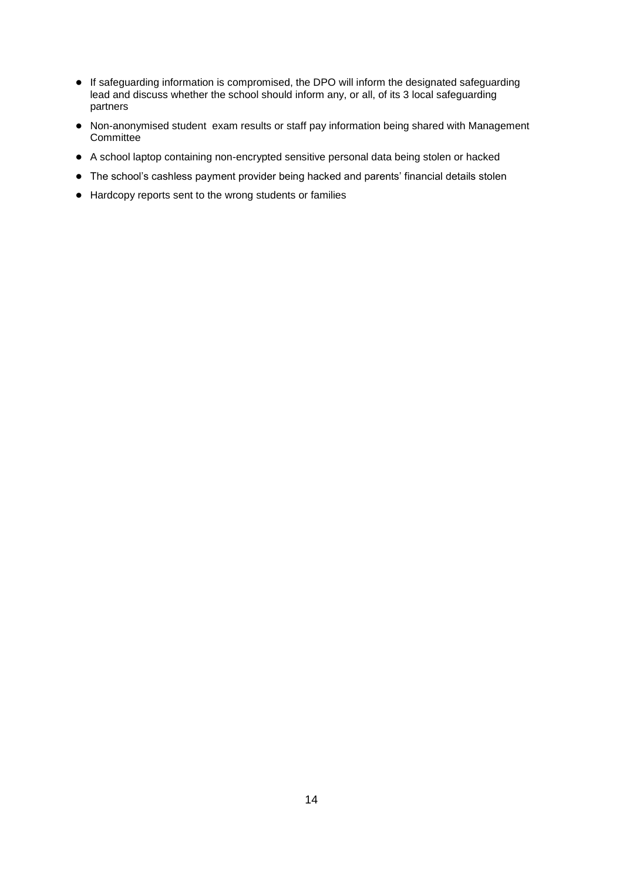- If safeguarding information is compromised, the DPO will inform the designated safeguarding lead and discuss whether the school should inform any, or all, of its 3 local safeguarding partners
- Non-anonymised student  exam results or staff pay information being shared with Management Committee
- A school laptop containing non-encrypted sensitive personal data being stolen or hacked
- The school's cashless payment provider being hacked and parents' financial details stolen
- Hardcopy reports sent to the wrong students or families